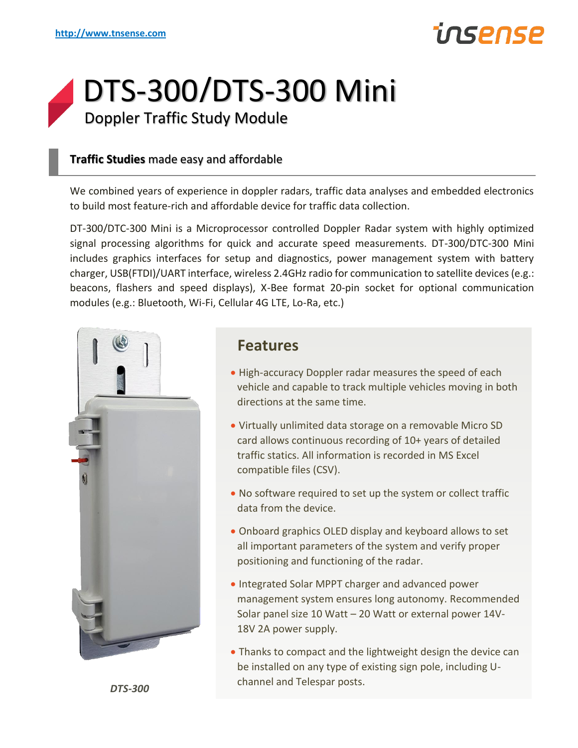http://www.tnsense.com

# DTS-300/DTS-300 Mini

## Doppler Traffic Study Module

### **Traffic Studies** made easy and affordable

We combined years of experience in doppler radars, traffic data analyses and embedded electronics to build most feature-rich and affordable device for traffic data collection.

DT-300/DTC-300 Mini is a Microprocessor controlled Doppler Radar system with highly optimized signal processing algorithms for quick and accurate speed measurements. DT-300/DTC-300 Mini includes graphics interfaces for setup and diagnostics, power management system with battery charger, USB(FTDI)/UART interface, wireless 2.4GHz radio for communication to satellite devices (e.g.: beacons, flashers and speed displays), X-Bee format 20-pin socket for optional communication modules (e.g.: Bluetooth, Wi-Fi, Cellular 4G LTE, Lo-Ra, etc.)

*DTS-300*

## Features

- High-accuracy Doppler radar measures the speed of each vehicle and capable to track multiple vehicles moving in both directions at the same time.
- Virtually unlimited data storage on a removable Micro SD card allows continuous recording of 10+ years of detailed traffic statics. All information is recorded in MS Excel compatible files (CSV).
- No software required to set up the system or collect traffic data from the device.
- Onboard graphics OLED display and keyboard allows to set all important parameters of the system and verify proper positioning and functioning of the radar.
- Integrated Solar MPPT charger and advanced power management system ensures long autonomy. Recommended Solar panel size 10 Watt – 20 Watt or external power 14V-18V 2A power supply.
- Thanks to compact and the lightweight design the device can be installed on any type of existing sign pole, including U-channel and Telespar posts.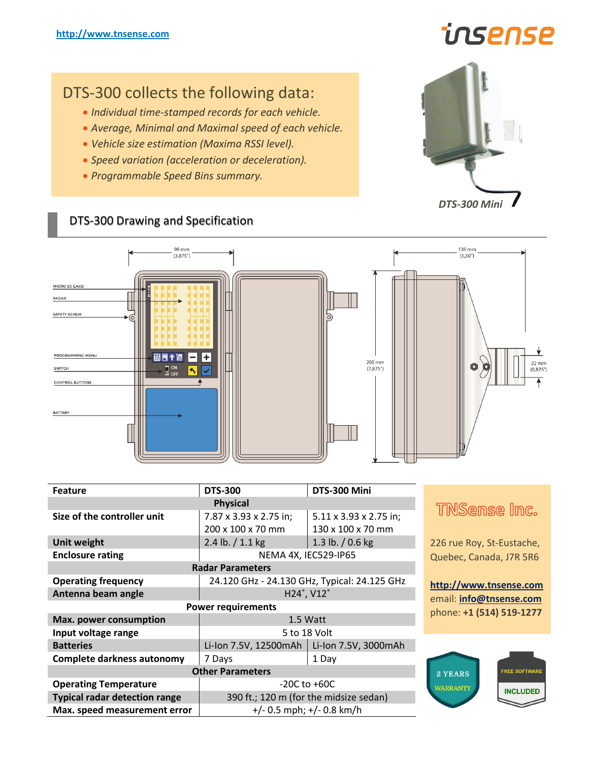http://www.tnsense.com

## DTS-300 collects the following data:

- *Individual time-stamped records for each vehicle.*
- *Average, Minimal and Maximal speed of each vehicle.*
- *Vehicle size estimation (Maxima RSSI level).*
- *Speed variation (acceleration or deceleration).*
- *Programmable Speed Bins summary.*

*DTS-300 Mini*

## DTS-300 Drawing and Specification

98 mm (3,875")

138 mm (5,50")

MICRO SD CARD

RADAR

SAFETY SCREW

PROGRAMMING MENU

SWITCH

CONTROL BUTTONS

BATTERY

200 mm (7,875")

22 mm (0,875")

| Feature | DTS-300 | DTS-300 Mini |
|---|---|---|
| | **Physical** | |
| **Size of the controller unit** | 7.87 x 3.93 x 2.75 in; 200 x 100 x 70 mm | 5.11 x 3.93 x 2.75 in; 130 x 100 x 70 mm |
| **Unit weight** | 2.4 lb. / 1.1 kg | 1.3 lb. / 0.6 kg |
| **Enclosure rating** | NEMA 4X, IEC529-IP65 | |
| | **Radar Parameters** | |
| **Operating frequency** | 24.120 GHz - 24.130 GHz, Typical: 24.125 GHz | |
| **Antenna beam angle** | H24˚, V12˚ | |
| | **Power requirements** | |
| **Max. power consumption** | 1.5 Watt | |
| **Input voltage range** | 5 to 18 Volt | |
| **Batteries** | Li-Ion 7.5V, 12500mAh | Li-Ion 7.5V, 3000mAh |
| **Complete darkness autonomy** | 7 Days | 1 Day |
| | **Other Parameters** | |
| **Operating Temperature** | -20C to +60C | |
| **Typical radar detection range** | 390 ft.; 120 m (for the midsize sedan) | |
| **Max. speed measurement error** | +/- 0.5 mph; +/- 0.8 km/h | |

### TNSense Inc.

226 rue Roy, St-Eustache, Quebec, Canada, J7R 5R6

http://www.tnsense.com
email: info@tnsense.com
phone: **+1 (514) 519-1277**

2 YEARS WARRANTY

FREE SOFTWARE INCLUDED